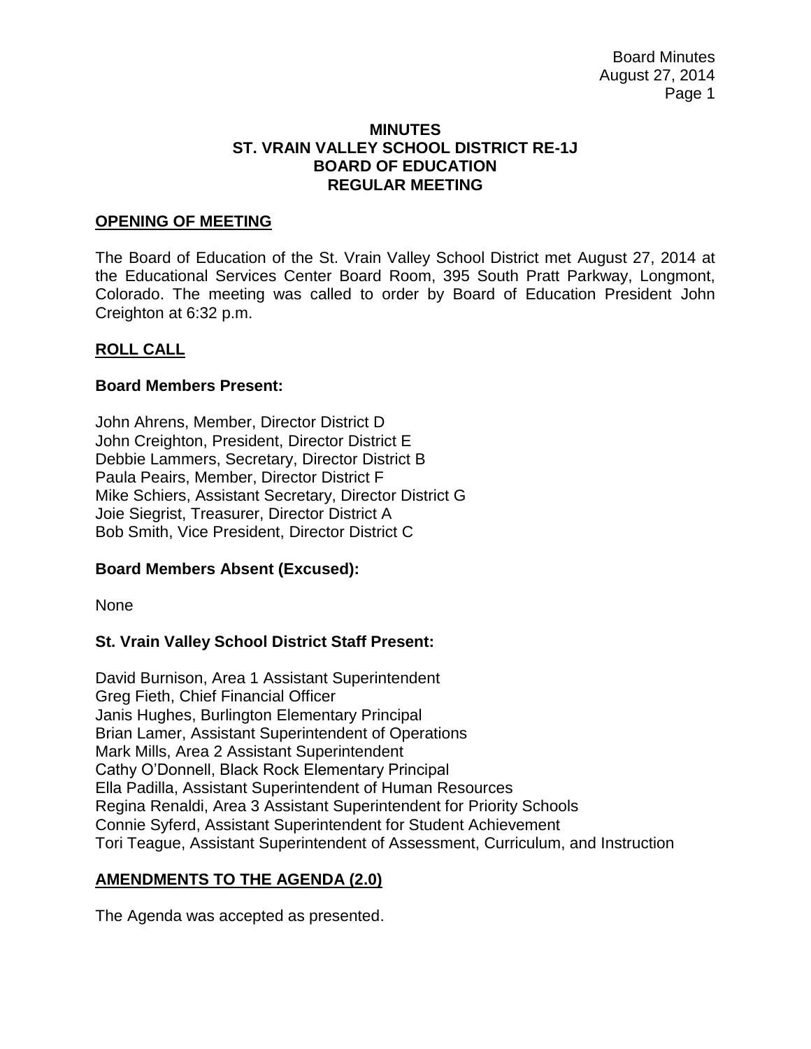# MINUTES
# ST. VRAIN VALLEY SCHOOL DISTRICT RE-1J
# BOARD OF EDUCATION
# REGULAR MEETING

## OPENING OF MEETING

The Board of Education of the St. Vrain Valley School District met August 27, 2014 at the Educational Services Center Board Room, 395 South Pratt Parkway, Longmont, Colorado. The meeting was called to order by Board of Education President John Creighton at 6:32 p.m.

## ROLL CALL

### Board Members Present:

John Ahrens, Member, Director District D
John Creighton, President, Director District E
Debbie Lammers, Secretary, Director District B
Paula Peairs, Member, Director District F
Mike Schiers, Assistant Secretary, Director District G
Joie Siegrist, Treasurer, Director District A
Bob Smith, Vice President, Director District C

### Board Members Absent (Excused):

None

### St. Vrain Valley School District Staff Present:

David Burnison, Area 1 Assistant Superintendent
Greg Fieth, Chief Financial Officer
Janis Hughes, Burlington Elementary Principal
Brian Lamer, Assistant Superintendent of Operations
Mark Mills, Area 2 Assistant Superintendent
Cathy O'Donnell, Black Rock Elementary Principal
Ella Padilla, Assistant Superintendent of Human Resources
Regina Renaldi, Area 3 Assistant Superintendent for Priority Schools
Connie Syferd, Assistant Superintendent for Student Achievement
Tori Teague, Assistant Superintendent of Assessment, Curriculum, and Instruction

## AMENDMENTS TO THE AGENDA (2.0)

The Agenda was accepted as presented.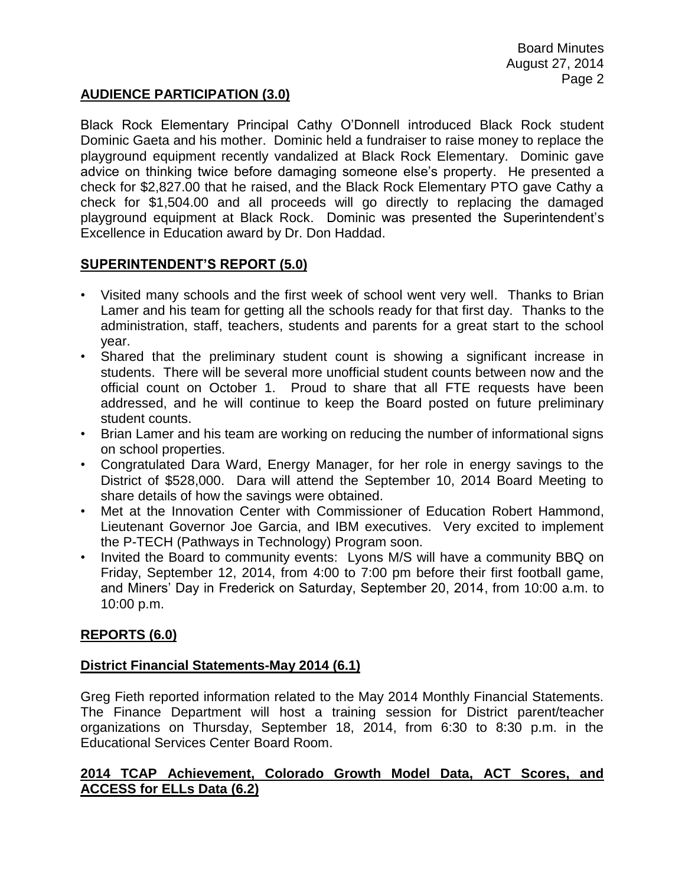## AUDIENCE PARTICIPATION (3.0)

Black Rock Elementary Principal Cathy O'Donnell introduced Black Rock student Dominic Gaeta and his mother. Dominic held a fundraiser to raise money to replace the playground equipment recently vandalized at Black Rock Elementary. Dominic gave advice on thinking twice before damaging someone else's property. He presented a check for $2,827.00 that he raised, and the Black Rock Elementary PTO gave Cathy a check for $1,504.00 and all proceeds will go directly to replacing the damaged playground equipment at Black Rock. Dominic was presented the Superintendent's Excellence in Education award by Dr. Don Haddad.

## SUPERINTENDENT'S REPORT (5.0)

- Visited many schools and the first week of school went very well. Thanks to Brian Lamer and his team for getting all the schools ready for that first day. Thanks to the administration, staff, teachers, students and parents for a great start to the school year.
- Shared that the preliminary student count is showing a significant increase in students. There will be several more unofficial student counts between now and the official count on October 1. Proud to share that all FTE requests have been addressed, and he will continue to keep the Board posted on future preliminary student counts.
- Brian Lamer and his team are working on reducing the number of informational signs on school properties.
- Congratulated Dara Ward, Energy Manager, for her role in energy savings to the District of $528,000. Dara will attend the September 10, 2014 Board Meeting to share details of how the savings were obtained.
- Met at the Innovation Center with Commissioner of Education Robert Hammond, Lieutenant Governor Joe Garcia, and IBM executives. Very excited to implement the P-TECH (Pathways in Technology) Program soon.
- Invited the Board to community events: Lyons M/S will have a community BBQ on Friday, September 12, 2014, from 4:00 to 7:00 pm before their first football game, and Miners' Day in Frederick on Saturday, September 20, 2014, from 10:00 a.m. to 10:00 p.m.

## REPORTS (6.0)

### District Financial Statements-May 2014 (6.1)

Greg Fieth reported information related to the May 2014 Monthly Financial Statements. The Finance Department will host a training session for District parent/teacher organizations on Thursday, September 18, 2014, from 6:30 to 8:30 p.m. in the Educational Services Center Board Room.

### 2014 TCAP Achievement, Colorado Growth Model Data, ACT Scores, and ACCESS for ELLs Data (6.2)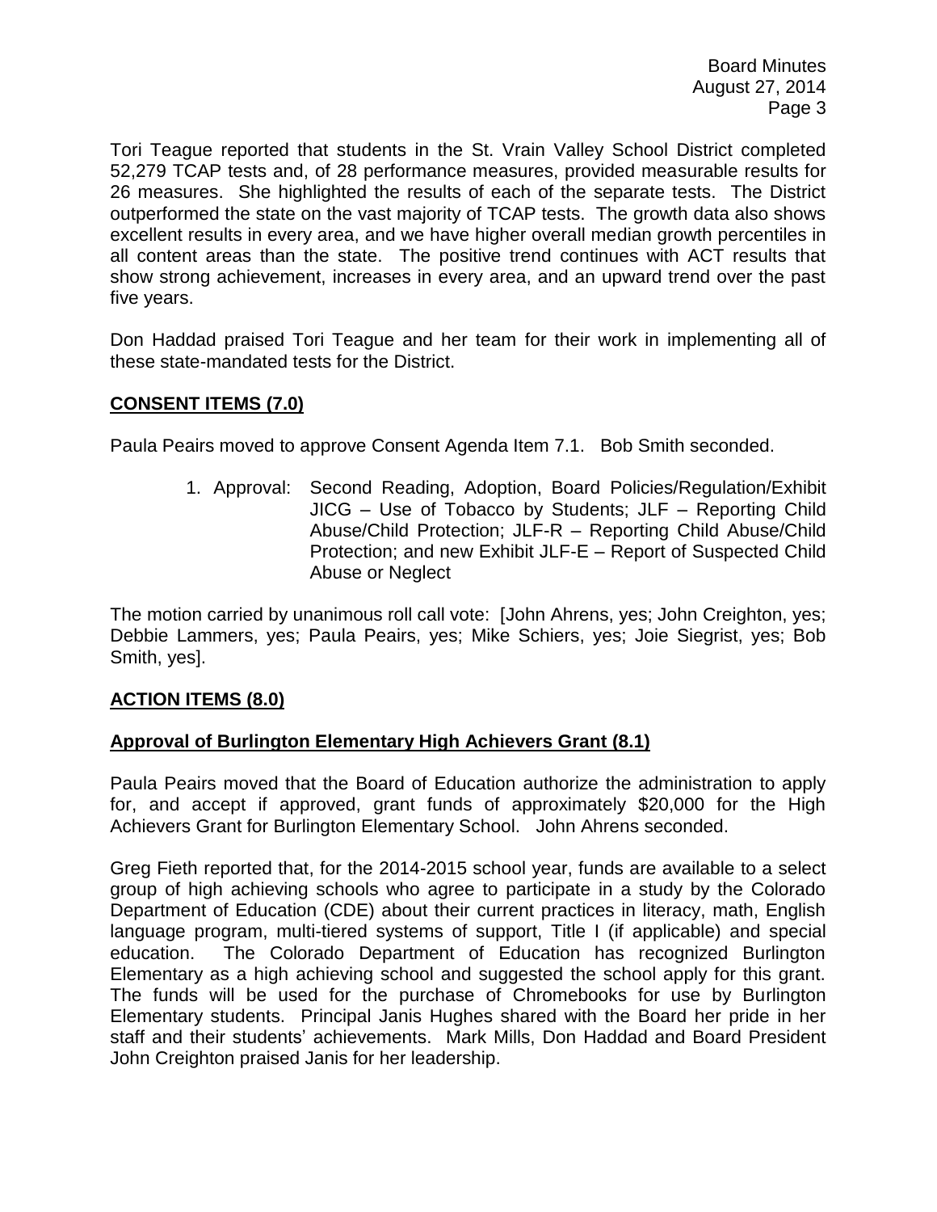Tori Teague reported that students in the St. Vrain Valley School District completed 52,279 TCAP tests and, of 28 performance measures, provided measurable results for 26 measures. She highlighted the results of each of the separate tests. The District outperformed the state on the vast majority of TCAP tests. The growth data also shows excellent results in every area, and we have higher overall median growth percentiles in all content areas than the state. The positive trend continues with ACT results that show strong achievement, increases in every area, and an upward trend over the past five years.

Don Haddad praised Tori Teague and her team for their work in implementing all of these state-mandated tests for the District.

## **CONSENT ITEMS (7.0)**

Paula Peairs moved to approve Consent Agenda Item 7.1. Bob Smith seconded.

1. Approval: Second Reading, Adoption, Board Policies/Regulation/Exhibit JICG – Use of Tobacco by Students; JLF – Reporting Child Abuse/Child Protection; JLF-R – Reporting Child Abuse/Child Protection; and new Exhibit JLF-E – Report of Suspected Child Abuse or Neglect

The motion carried by unanimous roll call vote: [John Ahrens, yes; John Creighton, yes; Debbie Lammers, yes; Paula Peairs, yes; Mike Schiers, yes; Joie Siegrist, yes; Bob Smith, yes].

## **ACTION ITEMS (8.0)**

### **Approval of Burlington Elementary High Achievers Grant (8.1)**

Paula Peairs moved that the Board of Education authorize the administration to apply for, and accept if approved, grant funds of approximately $20,000 for the High Achievers Grant for Burlington Elementary School. John Ahrens seconded.

Greg Fieth reported that, for the 2014-2015 school year, funds are available to a select group of high achieving schools who agree to participate in a study by the Colorado Department of Education (CDE) about their current practices in literacy, math, English language program, multi-tiered systems of support, Title I (if applicable) and special education. The Colorado Department of Education has recognized Burlington Elementary as a high achieving school and suggested the school apply for this grant. The funds will be used for the purchase of Chromebooks for use by Burlington Elementary students. Principal Janis Hughes shared with the Board her pride in her staff and their students' achievements. Mark Mills, Don Haddad and Board President John Creighton praised Janis for her leadership.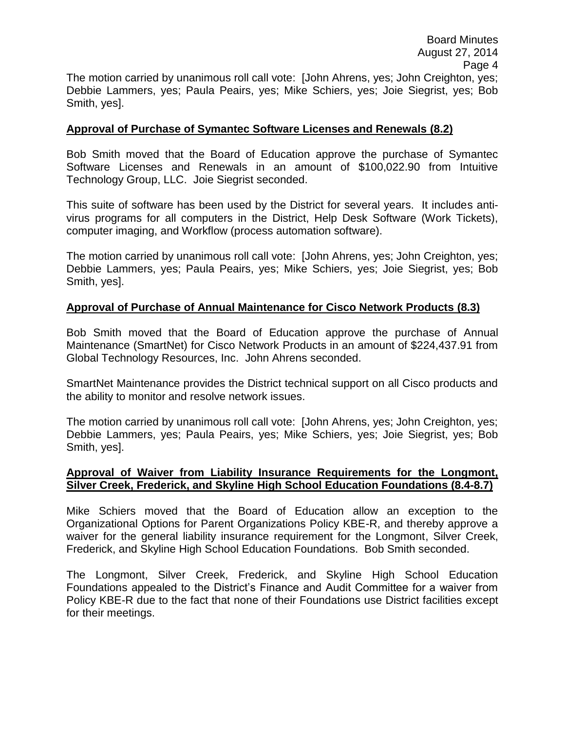The motion carried by unanimous roll call vote: [John Ahrens, yes; John Creighton, yes; Debbie Lammers, yes; Paula Peairs, yes; Mike Schiers, yes; Joie Siegrist, yes; Bob Smith, yes].

**Approval of Purchase of Symantec Software Licenses and Renewals (8.2)**

Bob Smith moved that the Board of Education approve the purchase of Symantec Software Licenses and Renewals in an amount of $100,022.90 from Intuitive Technology Group, LLC. Joie Siegrist seconded.

This suite of software has been used by the District for several years. It includes anti-virus programs for all computers in the District, Help Desk Software (Work Tickets), computer imaging, and Workflow (process automation software).

The motion carried by unanimous roll call vote: [John Ahrens, yes; John Creighton, yes; Debbie Lammers, yes; Paula Peairs, yes; Mike Schiers, yes; Joie Siegrist, yes; Bob Smith, yes].

**Approval of Purchase of Annual Maintenance for Cisco Network Products (8.3)**

Bob Smith moved that the Board of Education approve the purchase of Annual Maintenance (SmartNet) for Cisco Network Products in an amount of $224,437.91 from Global Technology Resources, Inc. John Ahrens seconded.

SmartNet Maintenance provides the District technical support on all Cisco products and the ability to monitor and resolve network issues.

The motion carried by unanimous roll call vote: [John Ahrens, yes; John Creighton, yes; Debbie Lammers, yes; Paula Peairs, yes; Mike Schiers, yes; Joie Siegrist, yes; Bob Smith, yes].

**Approval of Waiver from Liability Insurance Requirements for the Longmont, Silver Creek, Frederick, and Skyline High School Education Foundations (8.4-8.7)**

Mike Schiers moved that the Board of Education allow an exception to the Organizational Options for Parent Organizations Policy KBE-R, and thereby approve a waiver for the general liability insurance requirement for the Longmont, Silver Creek, Frederick, and Skyline High School Education Foundations. Bob Smith seconded.

The Longmont, Silver Creek, Frederick, and Skyline High School Education Foundations appealed to the District's Finance and Audit Committee for a waiver from Policy KBE-R due to the fact that none of their Foundations use District facilities except for their meetings.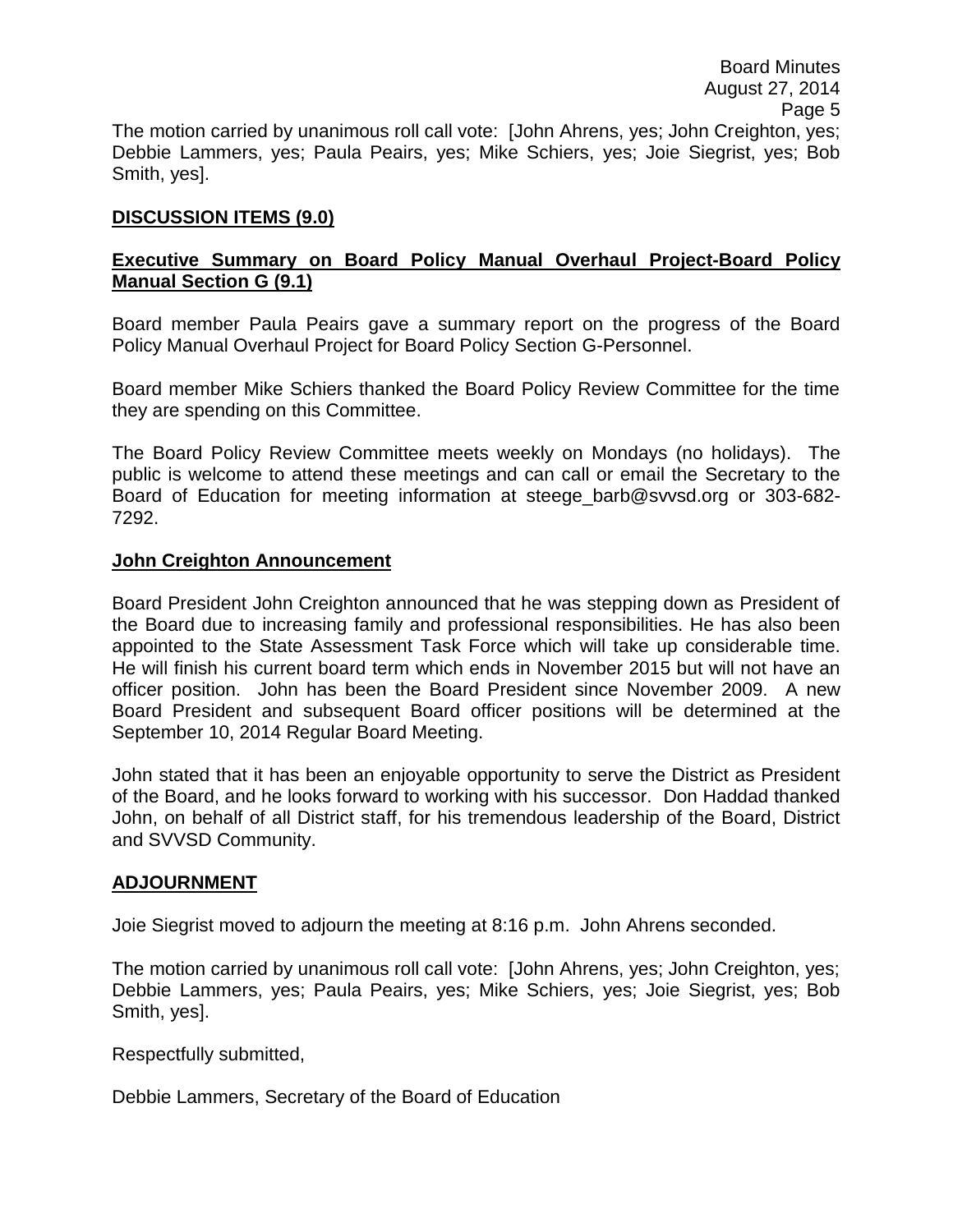The motion carried by unanimous roll call vote: [John Ahrens, yes; John Creighton, yes; Debbie Lammers, yes; Paula Peairs, yes; Mike Schiers, yes; Joie Siegrist, yes; Bob Smith, yes].

## DISCUSSION ITEMS (9.0)

### Executive Summary on Board Policy Manual Overhaul Project-Board Policy Manual Section G (9.1)

Board member Paula Peairs gave a summary report on the progress of the Board Policy Manual Overhaul Project for Board Policy Section G-Personnel.

Board member Mike Schiers thanked the Board Policy Review Committee for the time they are spending on this Committee.

The Board Policy Review Committee meets weekly on Mondays (no holidays). The public is welcome to attend these meetings and can call or email the Secretary to the Board of Education for meeting information at steege_barb@svvsd.org or 303-682-7292.

### John Creighton Announcement

Board President John Creighton announced that he was stepping down as President of the Board due to increasing family and professional responsibilities. He has also been appointed to the State Assessment Task Force which will take up considerable time. He will finish his current board term which ends in November 2015 but will not have an officer position. John has been the Board President since November 2009. A new Board President and subsequent Board officer positions will be determined at the September 10, 2014 Regular Board Meeting.

John stated that it has been an enjoyable opportunity to serve the District as President of the Board, and he looks forward to working with his successor. Don Haddad thanked John, on behalf of all District staff, for his tremendous leadership of the Board, District and SVVSD Community.

## ADJOURNMENT

Joie Siegrist moved to adjourn the meeting at 8:16 p.m. John Ahrens seconded.

The motion carried by unanimous roll call vote: [John Ahrens, yes; John Creighton, yes; Debbie Lammers, yes; Paula Peairs, yes; Mike Schiers, yes; Joie Siegrist, yes; Bob Smith, yes].

Respectfully submitted,

Debbie Lammers, Secretary of the Board of Education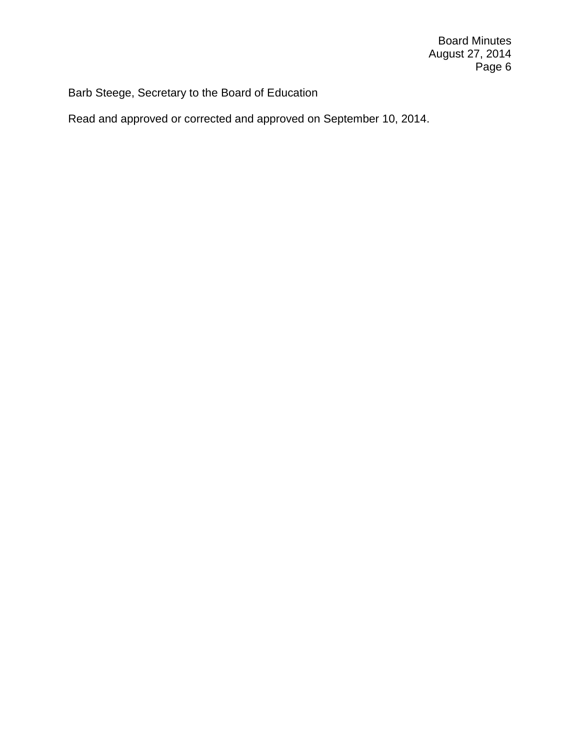Barb Steege, Secretary to the Board of Education

Read and approved or corrected and approved on September 10, 2014.